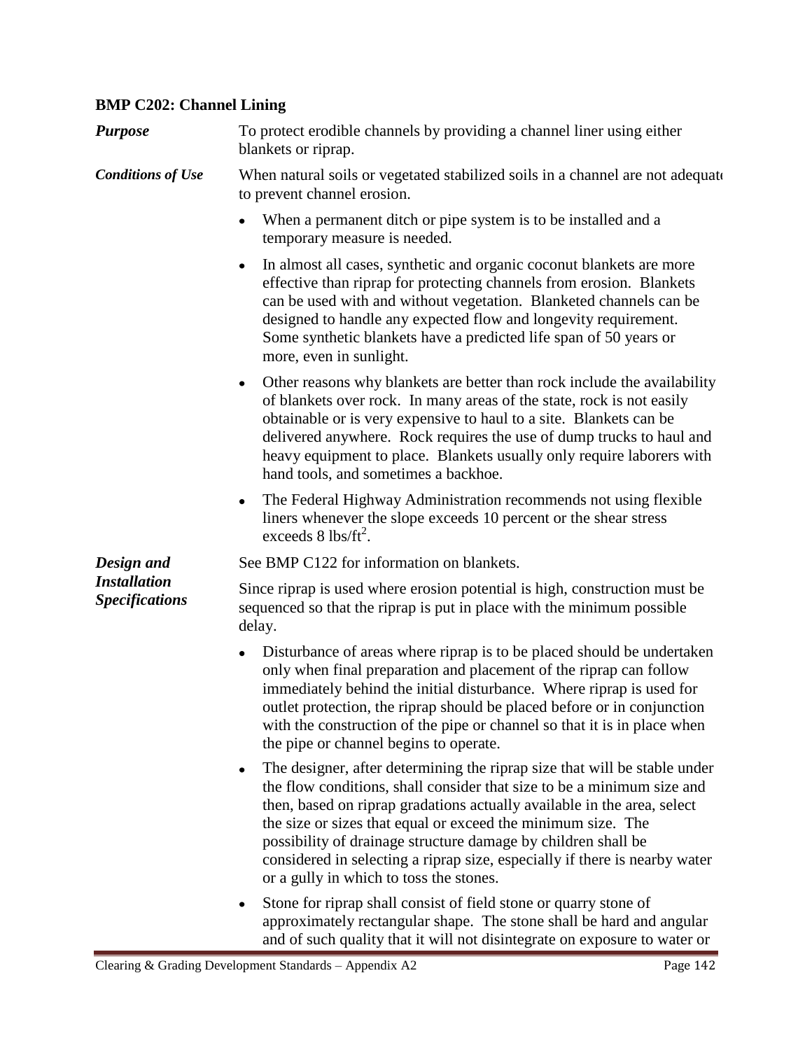## BMP C202: Channel Lining

***Purpose*** To protect erodible channels by providing a channel liner using either blankets or riprap.

***Conditions of Use*** When natural soils or vegetated stabilized soils in a channel are not adequate to prevent channel erosion.

- When a permanent ditch or pipe system is to be installed and a temporary measure is needed.
- In almost all cases, synthetic and organic coconut blankets are more effective than riprap for protecting channels from erosion. Blankets can be used with and without vegetation. Blanketed channels can be designed to handle any expected flow and longevity requirement. Some synthetic blankets have a predicted life span of 50 years or more, even in sunlight.
- Other reasons why blankets are better than rock include the availability of blankets over rock. In many areas of the state, rock is not easily obtainable or is very expensive to haul to a site. Blankets can be delivered anywhere. Rock requires the use of dump trucks to haul and heavy equipment to place. Blankets usually only require laborers with hand tools, and sometimes a backhoe.
- The Federal Highway Administration recommends not using flexible liners whenever the slope exceeds 10 percent or the shear stress exceeds 8 $lbs/ft^2$.

***Design and Installation Specifications*** See BMP C122 for information on blankets.

Since riprap is used where erosion potential is high, construction must be sequenced so that the riprap is put in place with the minimum possible delay.

- Disturbance of areas where riprap is to be placed should be undertaken only when final preparation and placement of the riprap can follow immediately behind the initial disturbance. Where riprap is used for outlet protection, the riprap should be placed before or in conjunction with the construction of the pipe or channel so that it is in place when the pipe or channel begins to operate.
- The designer, after determining the riprap size that will be stable under the flow conditions, shall consider that size to be a minimum size and then, based on riprap gradations actually available in the area, select the size or sizes that equal or exceed the minimum size. The possibility of drainage structure damage by children shall be considered in selecting a riprap size, especially if there is nearby water or a gully in which to toss the stones.
- Stone for riprap shall consist of field stone or quarry stone of approximately rectangular shape. The stone shall be hard and angular and of such quality that it will not disintegrate on exposure to water or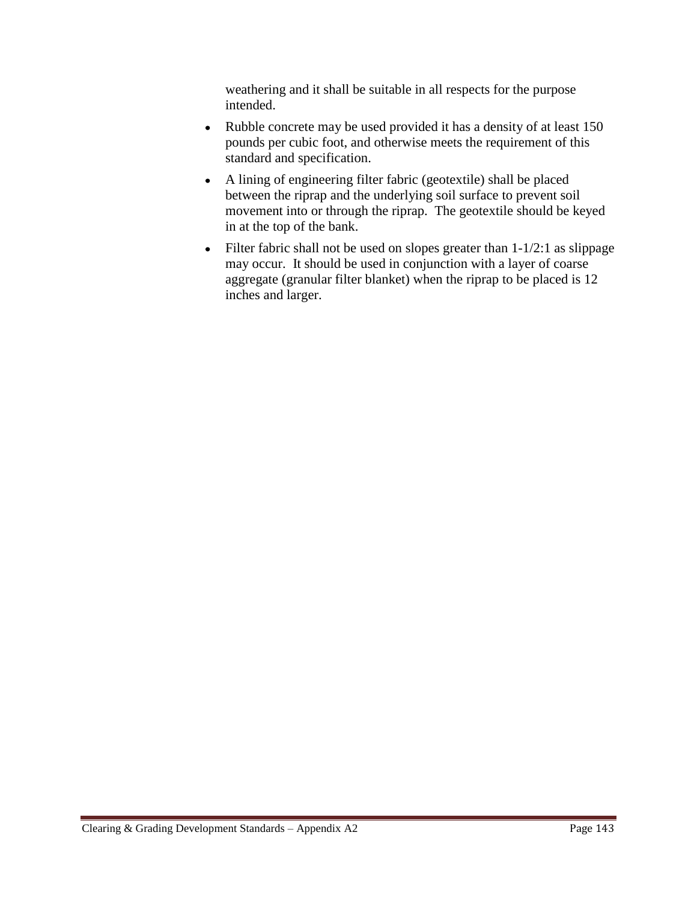weathering and it shall be suitable in all respects for the purpose intended.

- Rubble concrete may be used provided it has a density of at least 150 pounds per cubic foot, and otherwise meets the requirement of this standard and specification.
- A lining of engineering filter fabric (geotextile) shall be placed between the riprap and the underlying soil surface to prevent soil movement into or through the riprap. The geotextile should be keyed in at the top of the bank.
- Filter fabric shall not be used on slopes greater than 1-1/2:1 as slippage may occur. It should be used in conjunction with a layer of coarse aggregate (granular filter blanket) when the riprap to be placed is 12 inches and larger.